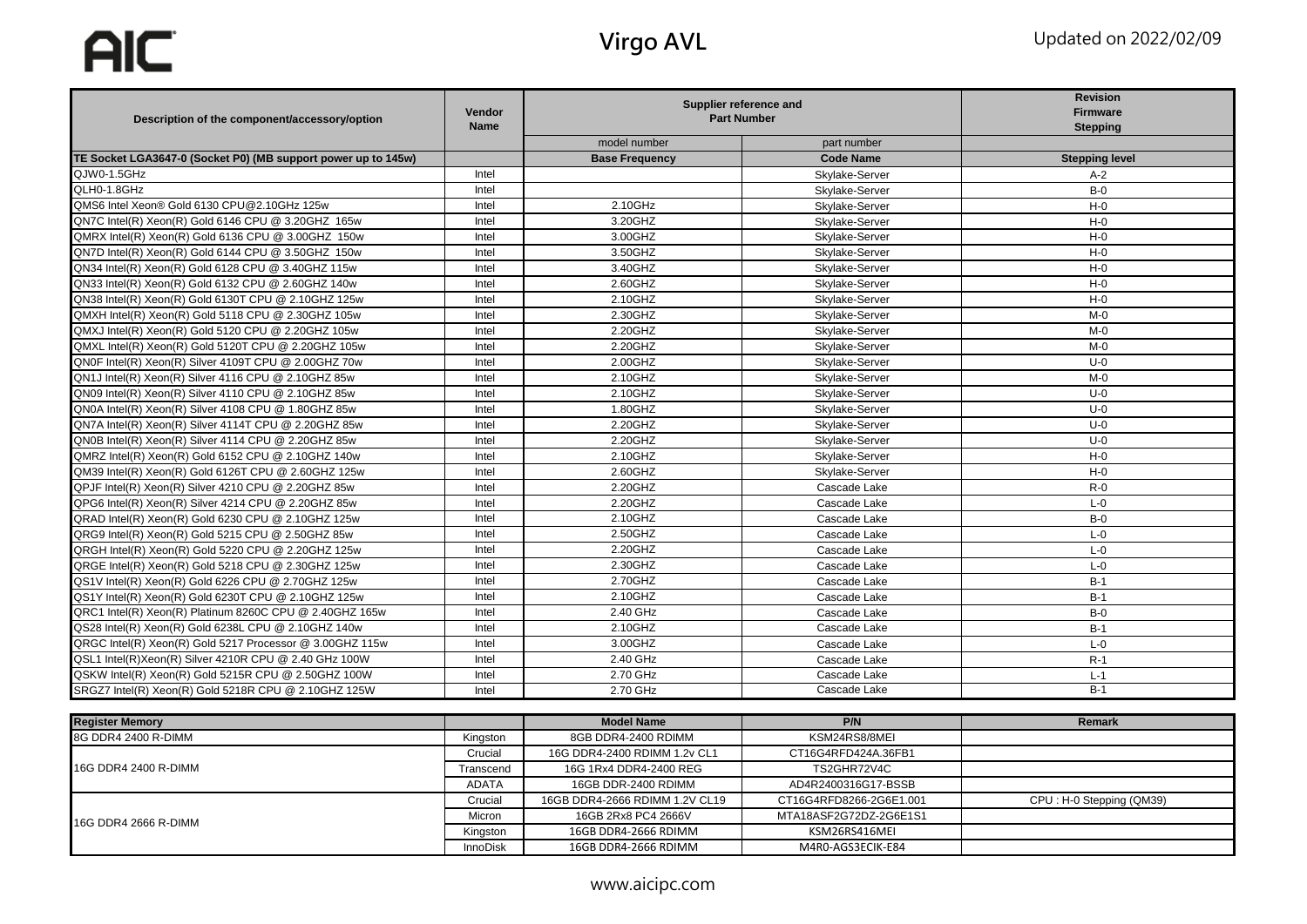# Virgo AVL

Updated on 2022/02/09

| Description of the component/accessory/option | Vendor Name | Supplier reference and Part Number | | Revision Firmware Stepping |
|---|---|---|---|---|
| | | model number | part number | |
| TE Socket LGA3647-0 (Socket P0) (MB support power up to 145w) | | Base Frequency | Code Name | Stepping level |
| QJW0-1.5GHz | Intel | | Skylake-Server | A-2 |
| QLH0-1.8GHz | Intel | | Skylake-Server | B-0 |
| QMS6 Intel Xeon® Gold 6130 CPU@2.10GHz 125w | Intel | 2.10GHz | Skylake-Server | H-0 |
| QN7C Intel(R) Xeon(R) Gold 6146 CPU @ 3.20GHZ 165w | Intel | 3.20GHZ | Skylake-Server | H-0 |
| QMRX Intel(R) Xeon(R) Gold 6136 CPU @ 3.00GHZ 150w | Intel | 3.00GHZ | Skylake-Server | H-0 |
| QN7D Intel(R) Xeon(R) Gold 6144 CPU @ 3.50GHZ 150w | Intel | 3.50GHZ | Skylake-Server | H-0 |
| QN34 Intel(R) Xeon(R) Gold 6128 CPU @ 3.40GHZ 115w | Intel | 3.40GHZ | Skylake-Server | H-0 |
| QN33 Intel(R) Xeon(R) Gold 6132 CPU @ 2.60GHZ 140w | Intel | 2.60GHZ | Skylake-Server | H-0 |
| QN38 Intel(R) Xeon(R) Gold 6130T CPU @ 2.10GHZ 125w | Intel | 2.10GHZ | Skylake-Server | H-0 |
| QMXH Intel(R) Xeon(R) Gold 5118 CPU @ 2.30GHZ 105w | Intel | 2.30GHZ | Skylake-Server | M-0 |
| QMXJ Intel(R) Xeon(R) Gold 5120 CPU @ 2.20GHZ 105w | Intel | 2.20GHZ | Skylake-Server | M-0 |
| QMXL Intel(R) Xeon(R) Gold 5120T CPU @ 2.20GHZ 105w | Intel | 2.20GHZ | Skylake-Server | M-0 |
| QN0F Intel(R) Xeon(R) Silver 4109T CPU @ 2.00GHZ 70w | Intel | 2.00GHZ | Skylake-Server | U-0 |
| QN1J Intel(R) Xeon(R) Silver 4116 CPU @ 2.10GHZ 85w | Intel | 2.10GHZ | Skylake-Server | M-0 |
| QN09 Intel(R) Xeon(R) Silver 4110 CPU @ 2.10GHZ 85w | Intel | 2.10GHZ | Skylake-Server | U-0 |
| QN0A Intel(R) Xeon(R) Silver 4108 CPU @ 1.80GHZ 85w | Intel | 1.80GHZ | Skylake-Server | U-0 |
| QN7A Intel(R) Xeon(R) Silver 4114T CPU @ 2.20GHZ 85w | Intel | 2.20GHZ | Skylake-Server | U-0 |
| QN0B Intel(R) Xeon(R) Silver 4114 CPU @ 2.20GHZ 85w | Intel | 2.20GHZ | Skylake-Server | U-0 |
| QMRZ Intel(R) Xeon(R) Gold 6152 CPU @ 2.10GHZ 140w | Intel | 2.10GHZ | Skylake-Server | H-0 |
| QM39 Intel(R) Xeon(R) Gold 6126T CPU @ 2.60GHZ 125w | Intel | 2.60GHZ | Skylake-Server | H-0 |
| QPJF Intel(R) Xeon(R) Silver 4210 CPU @ 2.20GHZ 85w | Intel | 2.20GHZ | Cascade Lake | R-0 |
| QPG6 Intel(R) Xeon(R) Silver 4214 CPU @ 2.20GHZ 85w | Intel | 2.20GHZ | Cascade Lake | L-0 |
| QRAD Intel(R) Xeon(R) Gold 6230 CPU @ 2.10GHZ 125w | Intel | 2.10GHZ | Cascade Lake | B-0 |
| QRG9 Intel(R) Xeon(R) Gold 5215 CPU @ 2.50GHZ 85w | Intel | 2.50GHZ | Cascade Lake | L-0 |
| QRGH Intel(R) Xeon(R) Gold 5220 CPU @ 2.20GHZ 125w | Intel | 2.20GHZ | Cascade Lake | L-0 |
| QRGE Intel(R) Xeon(R) Gold 5218 CPU @ 2.30GHZ 125w | Intel | 2.30GHZ | Cascade Lake | L-0 |
| QS1V Intel(R) Xeon(R) Gold 6226 CPU @ 2.70GHZ 125w | Intel | 2.70GHZ | Cascade Lake | B-1 |
| QS1Y Intel(R) Xeon(R) Gold 6230T CPU @ 2.10GHZ 125w | Intel | 2.10GHZ | Cascade Lake | B-1 |
| QRC1 Intel(R) Xeon(R) Platinum 8260C CPU @ 2.40GHZ 165w | Intel | 2.40 GHz | Cascade Lake | B-0 |
| QS28 Intel(R) Xeon(R) Gold 6238L CPU @ 2.10GHZ 140w | Intel | 2.10GHZ | Cascade Lake | B-1 |
| QRGC Intel(R) Xeon(R) Gold 5217 Processor @ 3.00GHZ 115w | Intel | 3.00GHZ | Cascade Lake | L-0 |
| QSL1 Intel(R)Xeon(R) Silver 4210R CPU @ 2.40 GHz 100W | Intel | 2.40 GHz | Cascade Lake | R-1 |
| QSKW Intel(R) Xeon(R) Gold 5215R CPU @ 2.50GHZ 100W | Intel | 2.70 GHz | Cascade Lake | L-1 |
| SRGZ7 Intel(R) Xeon(R) Gold 5218R CPU @ 2.10GHZ 125W | Intel | 2.70 GHz | Cascade Lake | B-1 |

| Register Memory | | Model Name | P/N | Remark |
|---|---|---|---|---|
| 8G DDR4 2400 R-DIMM | Kingston | 8GB DDR4-2400 RDIMM | KSM24RS8/8MEI | |
| 16G DDR4 2400 R-DIMM | Crucial | 16G DDR4-2400 RDIMM 1.2v CL1 | CT16G4RFD424A.36FB1 | |
| | Transcend | 16G 1Rx4 DDR4-2400 REG | TS2GHR72V4C | |
| | ADATA | 16GB DDR-2400 RDIMM | AD4R2400316G17-BSSB | |
| 16G DDR4 2666 R-DIMM | Crucial | 16GB DDR4-2666 RDIMM 1.2V CL19 | CT16G4RFD8266-2G6E1.001 | CPU : H-0 Stepping (QM39) |
| | Micron | 16GB 2Rx8 PC4 2666V | MTA18ASF2G72DZ-2G6E1S1 | |
| | Kingston | 16GB DDR4-2666 RDIMM | KSM26RS416MEI | |
| | InnoDisk | 16GB DDR4-2666 RDIMM | M4R0-AGS3ECIK-E84 | |

www.aicipc.com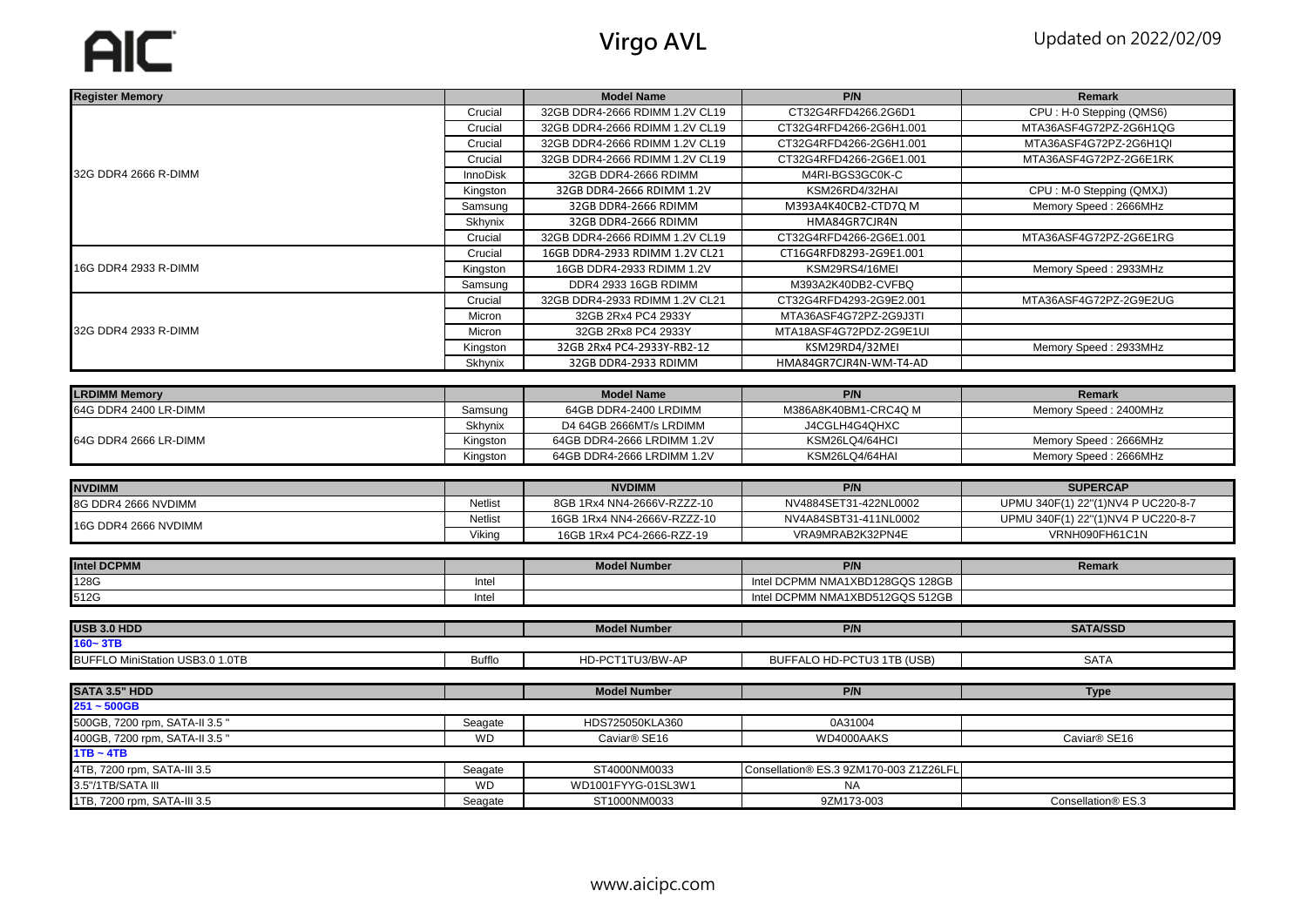# Virgo AVL

Updated on 2022/02/09

| Register Memory | | Model Name | P/N | Remark |
|---|---|---|---|---|
| 32G DDR4 2666 R-DIMM | Crucial | 32GB DDR4-2666 RDIMM 1.2V CL19 | CT32G4RFD4266.2G6D1 | CPU : H-0 Stepping (QMS6) |
| | Crucial | 32GB DDR4-2666 RDIMM 1.2V CL19 | CT32G4RFD4266-2G6H1.001 | MTA36ASF4G72PZ-2G6H1QG |
| | Crucial | 32GB DDR4-2666 RDIMM 1.2V CL19 | CT32G4RFD4266-2G6H1.001 | MTA36ASF4G72PZ-2G6H1QI |
| | Crucial | 32GB DDR4-2666 RDIMM 1.2V CL19 | CT32G4RFD4266-2G6E1.001 | MTA36ASF4G72PZ-2G6E1RK |
| | InnoDisk | 32GB DDR4-2666 RDIMM | M4RI-BGS3GC0K-C | |
| | Kingston | 32GB DDR4-2666 RDIMM 1.2V | KSM26RD4/32HAI | CPU : M-0 Stepping (QMXJ) |
| | Samsung | 32GB DDR4-2666 RDIMM | M393A4K40CB2-CTD7Q M | Memory Speed : 2666MHz |
| | Skhynix | 32GB DDR4-2666 RDIMM | HMA84GR7CJR4N | |
| | Crucial | 32GB DDR4-2666 RDIMM 1.2V CL19 | CT32G4RFD4266-2G6E1.001 | MTA36ASF4G72PZ-2G6E1RG |
| 16G DDR4 2933 R-DIMM | Crucial | 16GB DDR4-2933 RDIMM 1.2V CL21 | CT16G4RFD8293-2G9E1.001 | |
| | Kingston | 16GB DDR4-2933 RDIMM 1.2V | KSM29RS4/16MEI | Memory Speed : 2933MHz |
| | Samsung | DDR4 2933 16GB RDIMM | M393A2K40DB2-CVFBQ | |
| 32G DDR4 2933 R-DIMM | Crucial | 32GB DDR4-2933 RDIMM 1.2V CL21 | CT32G4RFD4293-2G9E2.001 | MTA36ASF4G72PZ-2G9E2UG |
| | Micron | 32GB 2Rx4 PC4 2933Y | MTA36ASF4G72PZ-2G9J3TI | |
| | Micron | 32GB 2Rx8 PC4 2933Y | MTA18ASF4G72PDZ-2G9E1UI | |
| | Kingston | 32GB 2Rx4 PC4-2933Y-RB2-12 | KSM29RD4/32MEI | Memory Speed : 2933MHz |
| | Skhynix | 32GB DDR4-2933 RDIMM | HMA84GR7CJR4N-WM-T4-AD | |

| LRDIMM Memory | | Model Name | P/N | Remark |
|---|---|---|---|---|
| 64G DDR4 2400 LR-DIMM | Samsung | 64GB DDR4-2400 LRDIMM | M386A8K40BM1-CRC4Q M | Memory Speed : 2400MHz |
| 64G DDR4 2666 LR-DIMM | Skhynix | D4 64GB 2666MT/s LRDIMM | J4CGLH4G4QHXC | |
| | Kingston | 64GB DDR4-2666 LRDIMM 1.2V | KSM26LQ4/64HCI | Memory Speed : 2666MHz |
| | Kingston | 64GB DDR4-2666 LRDIMM 1.2V | KSM26LQ4/64HAI | Memory Speed : 2666MHz |

| NVDIMM | | NVDIMM | P/N | SUPERCAP |
|---|---|---|---|---|
| 8G DDR4 2666 NVDIMM | Netlist | 8GB 1Rx4 NN4-2666V-RZZZ-10 | NV4884SET31-422NL0002 | UPMU 340F(1) 22"(1)NV4 P UC220-8-7 |
| 16G DDR4 2666 NVDIMM | Netlist | 16GB 1Rx4 NN4-2666V-RZZZ-10 | NV4A84SBT31-411NL0002 | UPMU 340F(1) 22"(1)NV4 P UC220-8-7 |
| | Viking | 16GB 1Rx4 PC4-2666-RZZ-19 | VRA9MRAB2K32PN4E | VRNH090FH61C1N |

| Intel DCPMM | | Model Number | P/N | Remark |
|---|---|---|---|---|
| 128G | Intel | | Intel DCPMM NMA1XBD128GQS 128GB | |
| 512G | Intel | | Intel DCPMM NMA1XBD512GQS 512GB | |

| USB 3.0 HDD | | Model Number | P/N | SATA/SSD |
|---|---|---|---|---|
| **160~ 3TB** | | | | |
| BUFFLO MiniStation USB3.0 1.0TB | Bufflo | HD-PCT1TU3/BW-AP | BUFFALO HD-PCTU3 1TB (USB) | SATA |

| SATA 3.5" HDD | | Model Number | P/N | Type |
|---|---|---|---|---|
| **251 ~ 500GB** | | | | |
| 500GB, 7200 rpm, SATA-II 3.5 " | Seagate | HDS725050KLA360 | 0A31004 | |
| 400GB, 7200 rpm, SATA-II 3.5 " | WD | Caviar® SE16 | WD4000AAKS | Caviar® SE16 |
| **1TB ~ 4TB** | | | | |
| 4TB, 7200 rpm, SATA-III 3.5 | Seagate | ST4000NM0033 | Consellation® ES.3 9ZM170-003 Z1Z26LFL | |
| 3.5"/1TB/SATA III | WD | WD1001FYYG-01SL3W1 | NA | |
| 1TB, 7200 rpm, SATA-III 3.5 | Seagate | ST1000NM0033 | 9ZM173-003 | Consellation® ES.3 |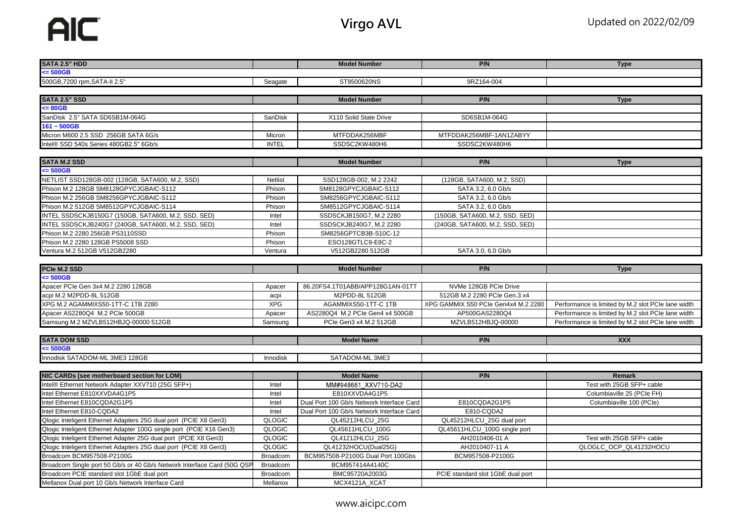# Virgo AVL

Updated on 2022/02/09

| SATA 2.5" HDD | | Model Number | P/N | Type |
|---|---|---|---|---|
| **<= 500GB** | | | | |
| 500GB,7200 rpm,SATA-II 2.5" | Seagate | ST9500620NS | 9RZ164-004 | |

| SATA 2.5" SSD | | Model Number | P/N | Type |
|---|---|---|---|---|
| **<= 80GB** | | | | |
| SanDisk 2.5" SATA SD6SB1M-064G | SanDisk | X110 Solid State Drive | SD6SB1M-064G | |
| **161 ~ 500GB** | | | | |
| Micron M600 2.5 SSD 256GB SATA 6G/s | Micron | MTFDDAK256MBF | MTFDDAK256MBF-1AN1ZABYY | |
| Intel® SSD 540s Series 480GB2.5" 6Gb/s | INTEL | SSDSC2KW480H6 | SSDSC2KW480H6 | |

| SATA M.2 SSD | | Model Number | P/N | Type |
|---|---|---|---|---|
| **<= 500GB** | | | | |
| NETLIST SSD128GB-002 (128GB, SATA600, M.2, SSD) | Netlist | SSD128GB-002, M.2 2242 | (128GB, SATA600, M.2, SSD) | |
| Phison M.2 128GB SM8128GPYCJGBAIC-S112 | Phison | SM8128GPYCJGBAIC-S112 | SATA 3.2, 6.0 Gb/s | |
| Phison M.2 256GB SM8256GPYCJGBAIC-S112 | Phison | SM8256GPYCJGBAIC-S112 | SATA 3.2, 6.0 Gb/s | |
| Phison M.2 512GB SM8512GPYCJGBAIC-S114 | Phison | SM8512GPYCJGBAIC-S114 | SATA 3.2, 6.0 Gb/s | |
| INTEL SSDSCKJB150G7 (150GB, SATA600, M.2, SSD, SED) | Intel | SSDSCKJB150G7, M.2 2280 | (150GB, SATA600, M.2, SSD, SED) | |
| INTEL SSDSCKJB240G7 (240GB, SATA600, M.2, SSD, SED) | Intel | SSDSCKJB240G7, M.2 2280 | (240GB, SATA600, M.2, SSD, SED) | |
| Phison M.2 2280 256GB PS3110SSD | Phison | SM8256GPTCB3B-S10C-12 | | |
| Phison M.2 2280 128GB PS5008 SSD | Phison | ESO128GTLC9-E8C-2 | | |
| Ventura M.2 512GB V512GB2280 | Ventura | V512GB2280 512GB | SATA 3.0, 6.0 Gb/s | |

| PCIe M.2 SSD | | Model Number | P/N | Type |
|---|---|---|---|---|
| **<= 500GB** | | | | |
| Apacer PCIe Gen 3x4 M.2 2280 128GB | Apacer | 86.20FS4.1T01ABB/APP128G1AN-01TT | NVMe 128GB PCIe Drive | |
| acpi M.2 M2PDD-8L 512GB | acpi | M2PDD-8L 512GB | 512GB M.2 2280 PCIe Gen.3 x4 | |
| XPG M.2 AGAMMIXS50-1TT-C 1TB 2280 | XPG | AGAMMIXS50-1TT-C 1TB | XPG GAMMIX S50 PCIe Gen4x4 M.2 2280 | Performance is limited by M.2 slot PCIe lane width |
| Apacer AS2280Q4 M.2 PCIe 500GB | Apacer | AS2280Q4 M.2 PCIe Gen4 x4 500GB | AP500GAS2280Q4 | Performance is limited by M.2 slot PCIe lane width |
| Samsung M.2 MZVLB512HBJQ-00000 512GB | Samsung | PCIe Gen3 x4 M.2 512GB | MZVLB512HBJQ-00000 | Performance is limited by M.2 slot PCIe lane width |

| SATA DOM SSD | | Model Name | P/N | XXX |
|---|---|---|---|---|
| **<= 500GB** | | | | |
| Innodisk SATADOM-ML 3ME3 128GB | Innodisk | SATADOM-ML 3ME3 | | |

| NIC CARDs (see motherboard section for LOM) | | Model Name | P/N | Remark |
|---|---|---|---|---|
| Intel® Ethernet Network Adapter XXV710 (25G SFP+) | Intel | MM#948661_XXV710-DA2 | | Test with 25GB SFP+ cable |
| Intel Ethernet E810XXVDA4G1P5 | Intel | E810XXVDA4G1P5 | | Columbiaville 25 (PCIe FH) |
| Intel Ethernet E810CQDA2G1P5 | Intel | Dual Port 100 Gb/s Network Interface Card | E810CQDA2G1P5 | Columbiaville 100 (PCIe) |
| Intel Ethernet E810-CQDA2 | Intel | Dual Port 100 Gb/s Network Interface Card | E810-CQDA2 | |
| Qlogic Inteligent Ethernet Adapters 25G dual port (PCIE X8 Gen3) | QLOGIC | QL45212HLCU_25G | QL45212HLCU_25G dual port | |
| Qlogic Inteligent Ethernet Adapter 100G single port (PCIE X16 Gen3) | QLOGIC | QL45611HLCU_100G | QL45611HLCU_100G single port | |
| Qlogic Inteligent Ethernet Adapter 25G dual port (PCIE X8 Gen3) | QLOGIC | QL41212HLCU_25G | AH2010406-01 A | Test with 25GB SFP+ cable |
| Qlogic Inteligent Ethernet Adapters 25G dual port (PCIE X8 Gen3) | QLOGIC | QL41232HOCU(Dual25G) | AH2010407-11 A | QLOGLC_OCP_QL41232HOCU |
| Broadcom BCM957508-P2100G | Broadcom | BCM957508-P2100G Dual Port 100Gbs | BCM957508-P2100G | |
| Broadcom Single port 50 Gb/s or 40 Gb/s Network Interface Card (50G QSP | Broadcom | BCM957414A4140C | | |
| Broadcom PCIE standard slot 1GbE dual port | Broadcom | BMC95720A2003G | PCIE standard slot 1GbE dual port | |
| Mellanox Dual port 10 Gb/s Network Interface Card | Mellanox | MCX4121A_XCAT | | |

www.aicipc.com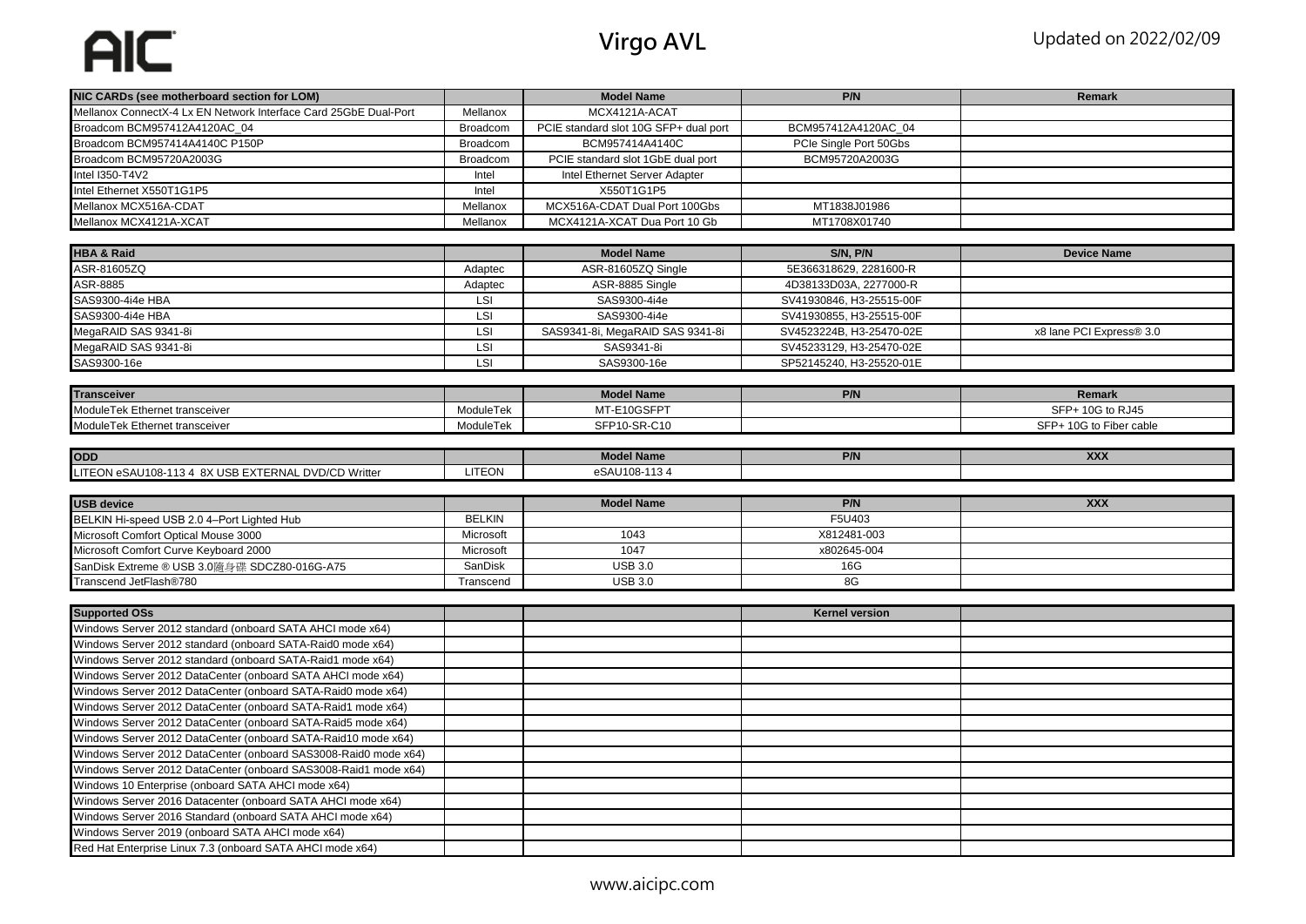# Virgo AVL

Updated on 2022/02/09

| NIC CARDs (see motherboard section for LOM) | | Model Name | P/N | Remark |
|---|---|---|---|---|
| Mellanox ConnectX-4 Lx EN Network Interface Card 25GbE Dual-Port | Mellanox | MCX4121A-ACAT | | |
| Broadcom BCM957412A4120AC_04 | Broadcom | PCIE standard slot 10G SFP+ dual port | BCM957412A4120AC_04 | |
| Broadcom BCM957414A4140C P150P | Broadcom | BCM957414A4140C | PCIe Single Port 50Gbs | |
| Broadcom BCM95720A2003G | Broadcom | PCIE standard slot 1GbE dual port | BCM95720A2003G | |
| Intel I350-T4V2 | Intel | Intel Ethernet Server Adapter | | |
| Intel Ethernet X550T1G1P5 | Intel | X550T1G1P5 | | |
| Mellanox MCX516A-CDAT | Mellanox | MCX516A-CDAT Dual Port 100Gbs | MT1838J01986 | |
| Mellanox MCX4121A-XCAT | Mellanox | MCX4121A-XCAT Dua Port 10 Gb | MT1708X01740 | |

| HBA & Raid | | Model Name | S/N, P/N | Device Name |
|---|---|---|---|---|
| ASR-81605ZQ | Adaptec | ASR-81605ZQ Single | 5E366318629, 2281600-R | |
| ASR-8885 | Adaptec | ASR-8885 Single | 4D38133D03A, 2277000-R | |
| SAS9300-4i4e HBA | LSI | SAS9300-4i4e | SV41930846, H3-25515-00F | |
| SAS9300-4i4e HBA | LSI | SAS9300-4i4e | SV41930855, H3-25515-00F | |
| MegaRAID SAS 9341-8i | LSI | SAS9341-8i, MegaRAID SAS 9341-8i | SV4523224B, H3-25470-02E | x8 lane PCI Express® 3.0 |
| MegaRAID SAS 9341-8i | LSI | SAS9341-8i | SV45233129, H3-25470-02E | |
| SAS9300-16e | LSI | SAS9300-16e | SP52145240, H3-25520-01E | |

| Transceiver | | Model Name | P/N | Remark |
|---|---|---|---|---|
| ModuleTek Ethernet transceiver | ModuleTek | MT-E10GSFPT | | SFP+ 10G to RJ45 |
| ModuleTek Ethernet transceiver | ModuleTek | SFP10-SR-C10 | | SFP+ 10G to Fiber cable |

| ODD | | Model Name | P/N | XXX |
|---|---|---|---|---|
| LITEON eSAU108-113 4 8X USB EXTERNAL DVD/CD Writter | LITEON | eSAU108-113 4 | | |

| USB device | | Model Name | P/N | XXX |
|---|---|---|---|---|
| BELKIN Hi-speed USB 2.0 4–Port Lighted Hub | BELKIN | | F5U403 | |
| Microsoft Comfort Optical Mouse 3000 | Microsoft | 1043 | X812481-003 | |
| Microsoft Comfort Curve Keyboard 2000 | Microsoft | 1047 | x802645-004 | |
| SanDisk Extreme ® USB 3.0隨身碟 SDCZ80-016G-A75 | SanDisk | USB 3.0 | 16G | |
| Transcend JetFlash®780 | Transcend | USB 3.0 | 8G | |

| Supported OSs | | | Kernel version | |
|---|---|---|---|---|
| Windows Server 2012 standard (onboard SATA AHCI mode x64) | | | | |
| Windows Server 2012 standard (onboard SATA-Raid0 mode x64) | | | | |
| Windows Server 2012 standard (onboard SATA-Raid1 mode x64) | | | | |
| Windows Server 2012 DataCenter (onboard SATA AHCI mode x64) | | | | |
| Windows Server 2012 DataCenter (onboard SATA-Raid0 mode x64) | | | | |
| Windows Server 2012 DataCenter (onboard SATA-Raid1 mode x64) | | | | |
| Windows Server 2012 DataCenter (onboard SATA-Raid5 mode x64) | | | | |
| Windows Server 2012 DataCenter (onboard SATA-Raid10 mode x64) | | | | |
| Windows Server 2012 DataCenter (onboard SAS3008-Raid0 mode x64) | | | | |
| Windows Server 2012 DataCenter (onboard SAS3008-Raid1 mode x64) | | | | |
| Windows 10 Enterprise (onboard SATA AHCI mode x64) | | | | |
| Windows Server 2016 Datacenter (onboard SATA AHCI mode x64) | | | | |
| Windows Server 2016 Standard (onboard SATA AHCI mode x64) | | | | |
| Windows Server 2019 (onboard SATA AHCI mode x64) | | | | |
| Red Hat Enterprise Linux 7.3 (onboard SATA AHCI mode x64) | | | | |

www.aicipc.com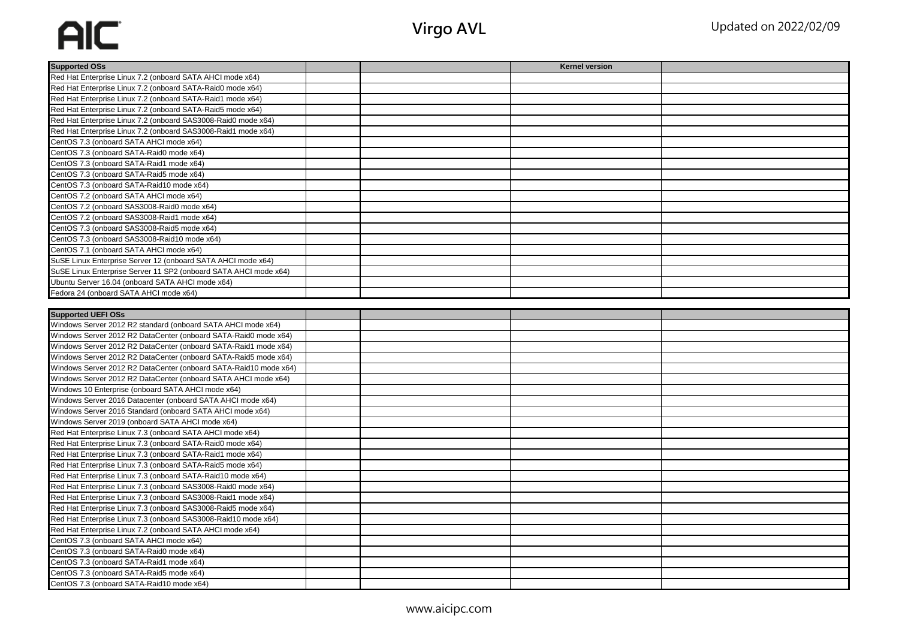# Virgo AVL

Updated on 2022/02/09

| Supported OSs | | | Kernel version | |
|---|---|---|---|---|
| Red Hat Enterprise Linux 7.2 (onboard SATA AHCI mode x64) | | | | |
| Red Hat Enterprise Linux 7.2 (onboard SATA-Raid0 mode x64) | | | | |
| Red Hat Enterprise Linux 7.2 (onboard SATA-Raid1 mode x64) | | | | |
| Red Hat Enterprise Linux 7.2 (onboard SATA-Raid5 mode x64) | | | | |
| Red Hat Enterprise Linux 7.2 (onboard SAS3008-Raid0 mode x64) | | | | |
| Red Hat Enterprise Linux 7.2 (onboard SAS3008-Raid1 mode x64) | | | | |
| CentOS 7.3 (onboard SATA AHCI mode x64) | | | | |
| CentOS 7.3 (onboard SATA-Raid0 mode x64) | | | | |
| CentOS 7.3 (onboard SATA-Raid1 mode x64) | | | | |
| CentOS 7.3 (onboard SATA-Raid5 mode x64) | | | | |
| CentOS 7.3 (onboard SATA-Raid10 mode x64) | | | | |
| CentOS 7.2 (onboard SATA AHCI mode x64) | | | | |
| CentOS 7.2 (onboard SAS3008-Raid0 mode x64) | | | | |
| CentOS 7.2 (onboard SAS3008-Raid1 mode x64) | | | | |
| CentOS 7.3 (onboard SAS3008-Raid5 mode x64) | | | | |
| CentOS 7.3 (onboard SAS3008-Raid10 mode x64) | | | | |
| CentOS 7.1 (onboard SATA AHCI mode x64) | | | | |
| SuSE Linux Enterprise Server 12 (onboard SATA AHCI mode x64) | | | | |
| SuSE Linux Enterprise Server 11 SP2 (onboard SATA AHCI mode x64) | | | | |
| Ubuntu Server 16.04 (onboard SATA AHCI mode x64) | | | | |
| Fedora 24 (onboard SATA AHCI mode x64) | | | | |

| Supported UEFI OSs | | | | |
|---|---|---|---|---|
| Windows Server 2012 R2 standard (onboard SATA AHCI mode x64) | | | | |
| Windows Server 2012 R2 DataCenter (onboard SATA-Raid0 mode x64) | | | | |
| Windows Server 2012 R2 DataCenter (onboard SATA-Raid1 mode x64) | | | | |
| Windows Server 2012 R2 DataCenter (onboard SATA-Raid5 mode x64) | | | | |
| Windows Server 2012 R2 DataCenter (onboard SATA-Raid10 mode x64) | | | | |
| Windows Server 2012 R2 DataCenter (onboard SATA AHCI mode x64) | | | | |
| Windows 10 Enterprise (onboard SATA AHCI mode x64) | | | | |
| Windows Server 2016 Datacenter (onboard SATA AHCI mode x64) | | | | |
| Windows Server 2016 Standard (onboard SATA AHCI mode x64) | | | | |
| Windows Server 2019 (onboard SATA AHCI mode x64) | | | | |
| Red Hat Enterprise Linux 7.3 (onboard SATA AHCI mode x64) | | | | |
| Red Hat Enterprise Linux 7.3 (onboard SATA-Raid0 mode x64) | | | | |
| Red Hat Enterprise Linux 7.3 (onboard SATA-Raid1 mode x64) | | | | |
| Red Hat Enterprise Linux 7.3 (onboard SATA-Raid5 mode x64) | | | | |
| Red Hat Enterprise Linux 7.3 (onboard SATA-Raid10 mode x64) | | | | |
| Red Hat Enterprise Linux 7.3 (onboard SAS3008-Raid0 mode x64) | | | | |
| Red Hat Enterprise Linux 7.3 (onboard SAS3008-Raid1 mode x64) | | | | |
| Red Hat Enterprise Linux 7.3 (onboard SAS3008-Raid5 mode x64) | | | | |
| Red Hat Enterprise Linux 7.3 (onboard SAS3008-Raid10 mode x64) | | | | |
| Red Hat Enterprise Linux 7.2 (onboard SATA AHCI mode x64) | | | | |
| CentOS 7.3 (onboard SATA AHCI mode x64) | | | | |
| CentOS 7.3 (onboard SATA-Raid0 mode x64) | | | | |
| CentOS 7.3 (onboard SATA-Raid1 mode x64) | | | | |
| CentOS 7.3 (onboard SATA-Raid5 mode x64) | | | | |
| CentOS 7.3 (onboard SATA-Raid10 mode x64) | | | | |

www.aicipc.com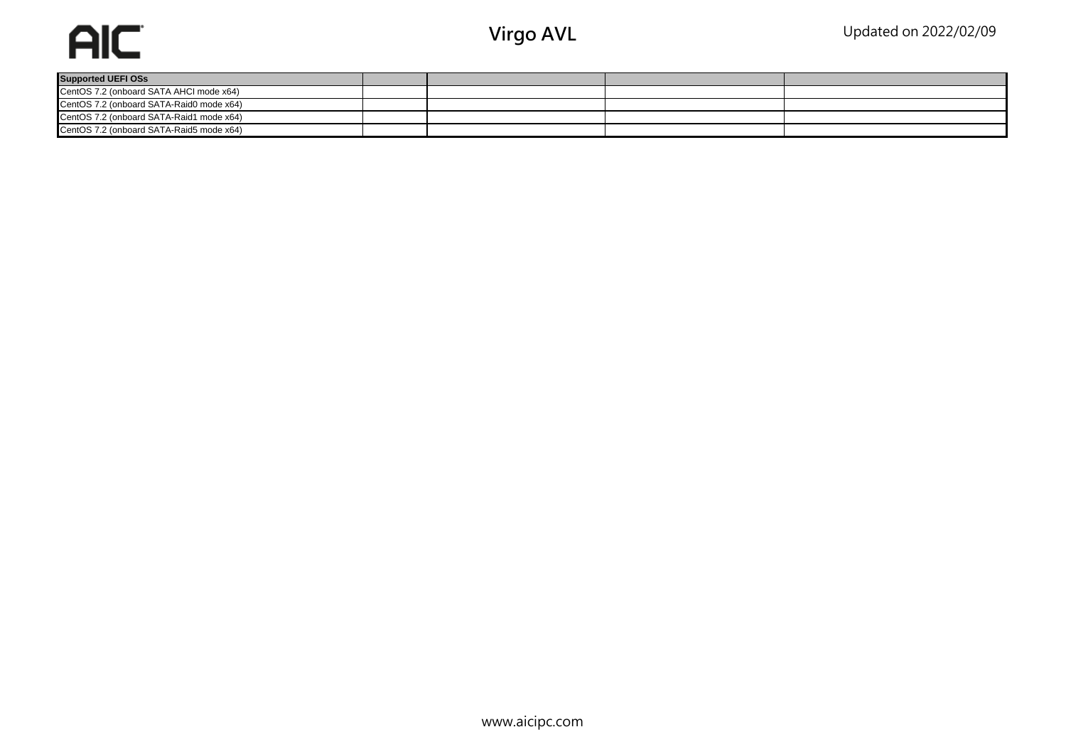| Supported UEFI OSs | | | | |
|---|---|---|---|---|
| CentOS 7.2 (onboard SATA AHCI mode x64) | | | | |
| CentOS 7.2 (onboard SATA-Raid0 mode x64) | | | | |
| CentOS 7.2 (onboard SATA-Raid1 mode x64) | | | | |
| CentOS 7.2 (onboard SATA-Raid5 mode x64) | | | | |